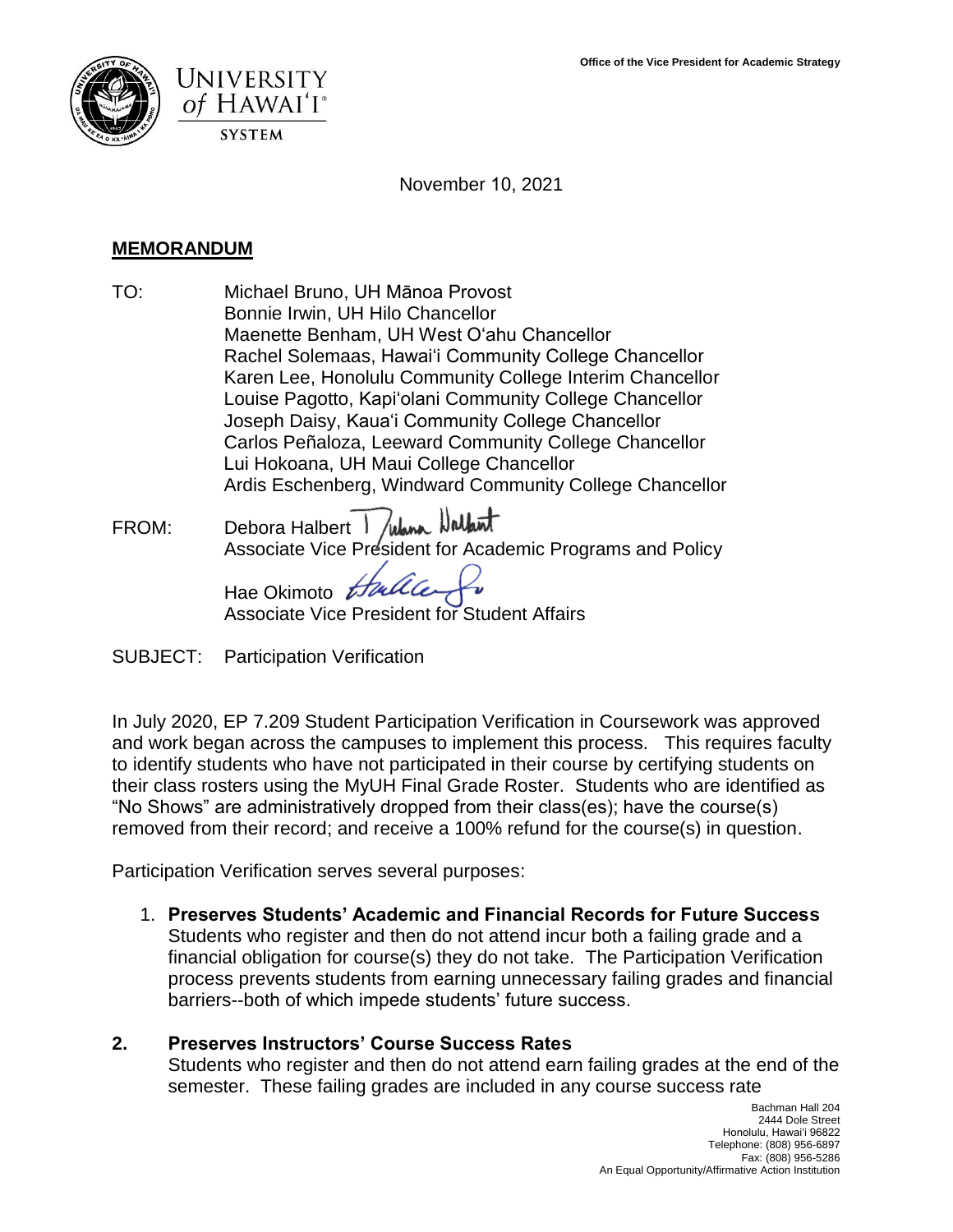Office of the Vice President for Academic Strategy

UNIVERSITY of HAWAIʻI® SYSTEM

November 10, 2021

**MEMORANDUM**

TO: Michael Bruno, UH Mānoa Provost
Bonnie Irwin, UH Hilo Chancellor
Maenette Benham, UH West Oʻahu Chancellor
Rachel Solemaas, Hawaiʻi Community College Chancellor
Karen Lee, Honolulu Community College Interim Chancellor
Louise Pagotto, Kapiʻolani Community College Chancellor
Joseph Daisy, Kauaʻi Community College Chancellor
Carlos Peñaloza, Leeward Community College Chancellor
Lui Hokoana, UH Maui College Chancellor
Ardis Eschenberg, Windward Community College Chancellor

FROM: Debora Halbert
Associate Vice President for Academic Programs and Policy

Hae Okimoto
Associate Vice President for Student Affairs

SUBJECT: Participation Verification

In July 2020, EP 7.209 Student Participation Verification in Coursework was approved and work began across the campuses to implement this process. This requires faculty to identify students who have not participated in their course by certifying students on their class rosters using the MyUH Final Grade Roster. Students who are identified as "No Shows" are administratively dropped from their class(es); have the course(s) removed from their record; and receive a 100% refund for the course(s) in question.

Participation Verification serves several purposes:

1. **Preserves Students' Academic and Financial Records for Future Success**
   Students who register and then do not attend incur both a failing grade and a financial obligation for course(s) they do not take. The Participation Verification process prevents students from earning unnecessary failing grades and financial barriers--both of which impede students' future success.

2. **Preserves Instructors' Course Success Rates**
   Students who register and then do not attend earn failing grades at the end of the semester. These failing grades are included in any course success rate

Bachman Hall 204
2444 Dole Street
Honolulu, Hawaiʻi 96822
Telephone: (808) 956-6897
Fax: (808) 956-5286
An Equal Opportunity/Affirmative Action Institution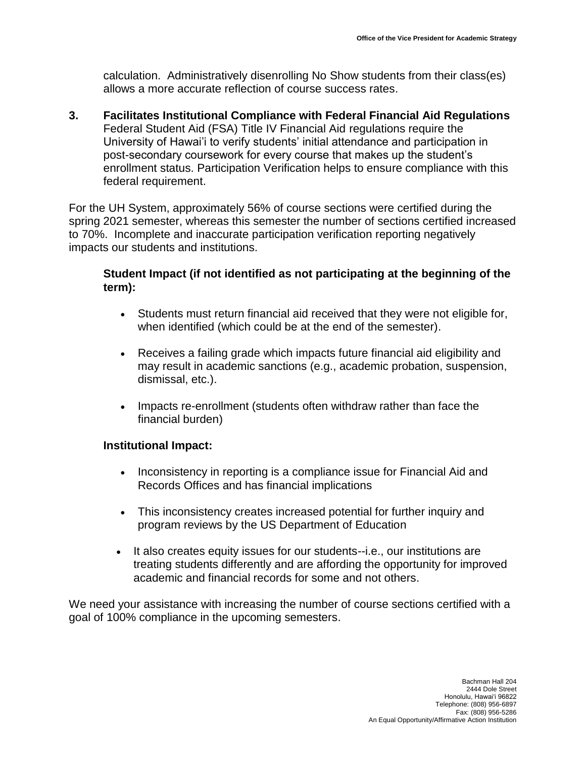calculation. Administratively disenrolling No Show students from their class(es) allows a more accurate reflection of course success rates.

**3. Facilitates Institutional Compliance with Federal Financial Aid Regulations**
Federal Student Aid (FSA) Title IV Financial Aid regulations require the University of Hawai'i to verify students' initial attendance and participation in post-secondary coursework for every course that makes up the student's enrollment status. Participation Verification helps to ensure compliance with this federal requirement.

For the UH System, approximately 56% of course sections were certified during the spring 2021 semester, whereas this semester the number of sections certified increased to 70%. Incomplete and inaccurate participation verification reporting negatively impacts our students and institutions.

**Student Impact (if not identified as not participating at the beginning of the term):**

- Students must return financial aid received that they were not eligible for, when identified (which could be at the end of the semester).
- Receives a failing grade which impacts future financial aid eligibility and may result in academic sanctions (e.g., academic probation, suspension, dismissal, etc.).
- Impacts re-enrollment (students often withdraw rather than face the financial burden)

**Institutional Impact:**

- Inconsistency in reporting is a compliance issue for Financial Aid and Records Offices and has financial implications
- This inconsistency creates increased potential for further inquiry and program reviews by the US Department of Education
- It also creates equity issues for our students--i.e., our institutions are treating students differently and are affording the opportunity for improved academic and financial records for some and not others.

We need your assistance with increasing the number of course sections certified with a goal of 100% compliance in the upcoming semesters.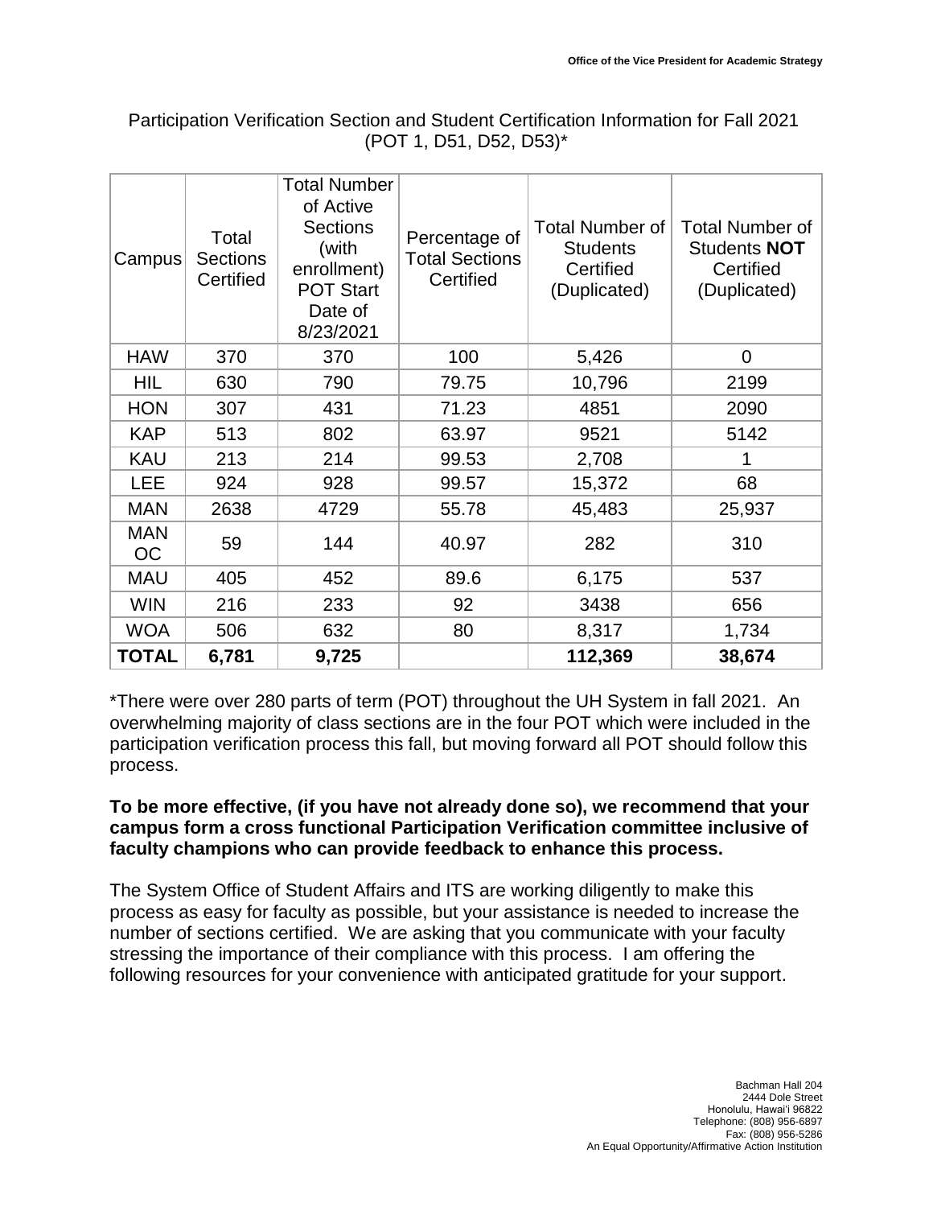Participation Verification Section and Student Certification Information for Fall 2021 (POT 1, D51, D52, D53)*

| Campus | Total Sections Certified | Total Number of Active Sections (with enrollment) POT Start Date of 8/23/2021 | Percentage of Total Sections Certified | Total Number of Students Certified (Duplicated) | Total Number of Students **NOT** Certified (Duplicated) |
|---|---|---|---|---|---|
| HAW | 370 | 370 | 100 | 5,426 | 0 |
| HIL | 630 | 790 | 79.75 | 10,796 | 2199 |
| HON | 307 | 431 | 71.23 | 4851 | 2090 |
| KAP | 513 | 802 | 63.97 | 9521 | 5142 |
| KAU | 213 | 214 | 99.53 | 2,708 | 1 |
| LEE | 924 | 928 | 99.57 | 15,372 | 68 |
| MAN | 2638 | 4729 | 55.78 | 45,483 | 25,937 |
| MAN OC | 59 | 144 | 40.97 | 282 | 310 |
| MAU | 405 | 452 | 89.6 | 6,175 | 537 |
| WIN | 216 | 233 | 92 | 3438 | 656 |
| WOA | 506 | 632 | 80 | 8,317 | 1,734 |
| **TOTAL** | **6,781** | **9,725** | | **112,369** | **38,674** |

*There were over 280 parts of term (POT) throughout the UH System in fall 2021. An overwhelming majority of class sections are in the four POT which were included in the participation verification process this fall, but moving forward all POT should follow this process.

**To be more effective, (if you have not already done so), we recommend that your campus form a cross functional Participation Verification committee inclusive of faculty champions who can provide feedback to enhance this process.**

The System Office of Student Affairs and ITS are working diligently to make this process as easy for faculty as possible, but your assistance is needed to increase the number of sections certified. We are asking that you communicate with your faculty stressing the importance of their compliance with this process. I am offering the following resources for your convenience with anticipated gratitude for your support.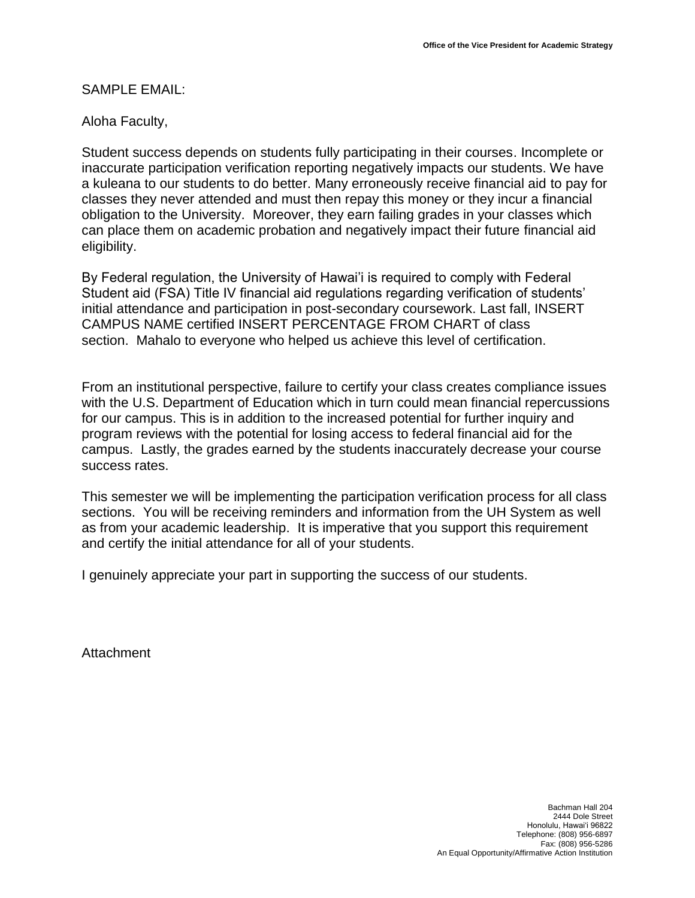SAMPLE EMAIL:

Aloha Faculty,

Student success depends on students fully participating in their courses. Incomplete or inaccurate participation verification reporting negatively impacts our students. We have a kuleana to our students to do better. Many erroneously receive financial aid to pay for classes they never attended and must then repay this money or they incur a financial obligation to the University. Moreover, they earn failing grades in your classes which can place them on academic probation and negatively impact their future financial aid eligibility.

By Federal regulation, the University of Hawai'i is required to comply with Federal Student aid (FSA) Title IV financial aid regulations regarding verification of students' initial attendance and participation in post-secondary coursework. Last fall, INSERT CAMPUS NAME certified INSERT PERCENTAGE FROM CHART of class section. Mahalo to everyone who helped us achieve this level of certification.

From an institutional perspective, failure to certify your class creates compliance issues with the U.S. Department of Education which in turn could mean financial repercussions for our campus. This is in addition to the increased potential for further inquiry and program reviews with the potential for losing access to federal financial aid for the campus. Lastly, the grades earned by the students inaccurately decrease your course success rates.

This semester we will be implementing the participation verification process for all class sections. You will be receiving reminders and information from the UH System as well as from your academic leadership. It is imperative that you support this requirement and certify the initial attendance for all of your students.

I genuinely appreciate your part in supporting the success of our students.

Attachment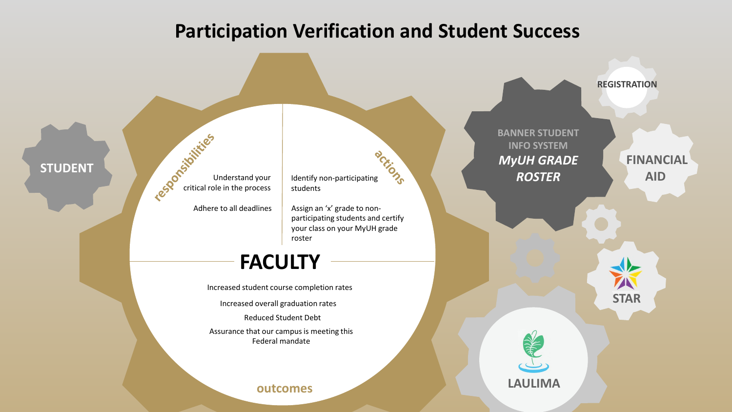# Participation Verification and Student Success

STUDENT

## FACULTY

### responsibilities

- Understand your critical role in the process
- Adhere to all deadlines

### actions

- Identify non-participating students
- Assign an 'x' grade to non-participating students and certify your class on your MyUH grade roster

### outcomes

- Increased student course completion rates
- Increased overall graduation rates
- Reduced Student Debt
- Assurance that our campus is meeting this Federal mandate

BANNER STUDENT INFO SYSTEM
*MyUH GRADE ROSTER*

REGISTRATION

FINANCIAL AID

STAR

LAULIMA